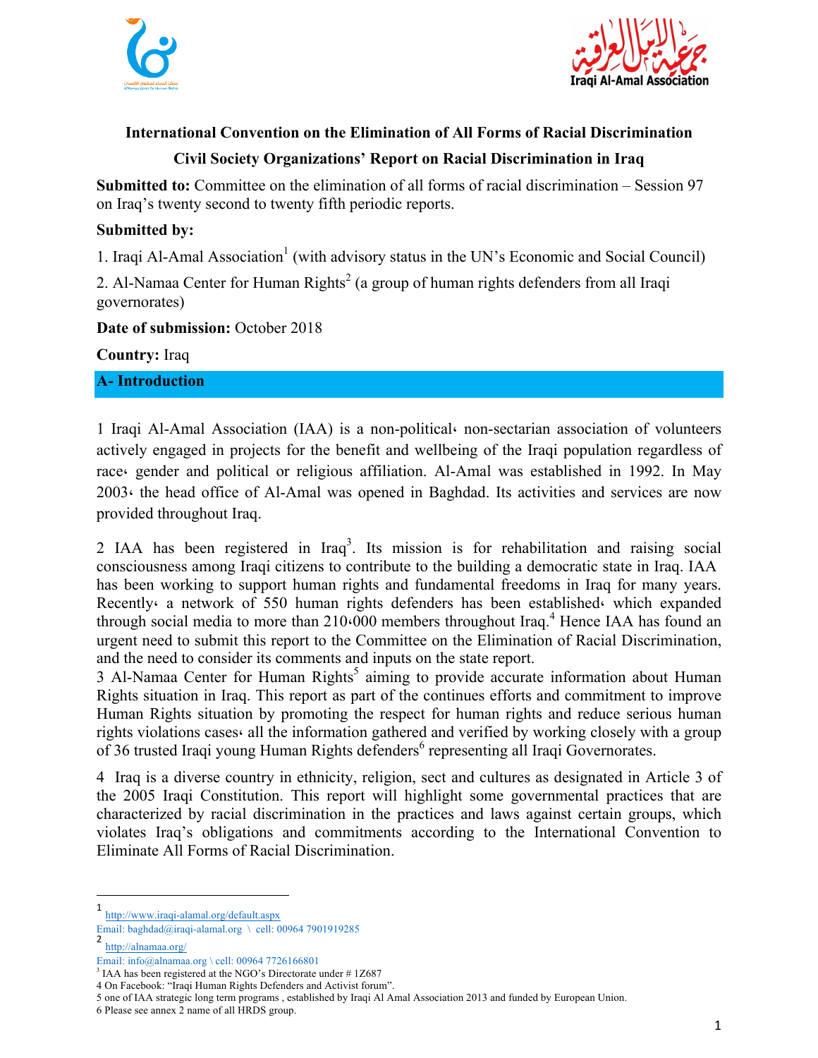**International Convention on the Elimination of All Forms of Racial Discrimination**

**Civil Society Organizations' Report on Racial Discrimination in Iraq**

**Submitted to:** Committee on the elimination of all forms of racial discrimination – Session 97 on Iraq's twenty second to twenty fifth periodic reports.

**Submitted by:**

1. Iraqi Al-Amal Association[1] (with advisory status in the UN's Economic and Social Council)

2. Al-Namaa Center for Human Rights[2] (a group of human rights defenders from all Iraqi governorates)

**Date of submission:** October 2018

**Country:** Iraq

## A- Introduction

1 Iraqi Al-Amal Association (IAA) is a non-political، non-sectarian association of volunteers actively engaged in projects for the benefit and wellbeing of the Iraqi population regardless of race، gender and political or religious affiliation. Al-Amal was established in 1992. In May 2003، the head office of Al-Amal was opened in Baghdad. Its activities and services are now provided throughout Iraq.

2 IAA has been registered in Iraq[3]. Its mission is for rehabilitation and raising social consciousness among Iraqi citizens to contribute to the building a democratic state in Iraq. IAA has been working to support human rights and fundamental freedoms in Iraq for many years. Recently، a network of 550 human rights defenders has been established، which expanded through social media to more than 210،000 members throughout Iraq.[4] Hence IAA has found an urgent need to submit this report to the Committee on the Elimination of Racial Discrimination, and the need to consider its comments and inputs on the state report.

3 Al-Namaa Center for Human Rights[5] aiming to provide accurate information about Human Rights situation in Iraq. This report as part of the continues efforts and commitment to improve Human Rights situation by promoting the respect for human rights and reduce serious human rights violations cases، all the information gathered and verified by working closely with a group of 36 trusted Iraqi young Human Rights defenders[6] representing all Iraqi Governorates.

4 Iraq is a diverse country in ethnicity, religion, sect and cultures as designated in Article 3 of the 2005 Iraqi Constitution. This report will highlight some governmental practices that are characterized by racial discrimination in the practices and laws against certain groups, which violates Iraq's obligations and commitments according to the International Convention to Eliminate All Forms of Racial Discrimination.

---

1 http://www.iraqi-alamal.org/default.aspx
Email: baghdad@iraqi-alamal.org \ cell: 00964 7901919285

2 http://alnamaa.org/
Email: info@alnamaa.org \ cell: 00964 7726166801

3 IAA has been registered at the NGO's Directorate under # 1Z687

4 On Facebook: "Iraqi Human Rights Defenders and Activist forum".

5 one of IAA strategic long term programs , established by Iraqi Al Amal Association 2013 and funded by European Union.

6 Please see annex 2 name of all HRDS group.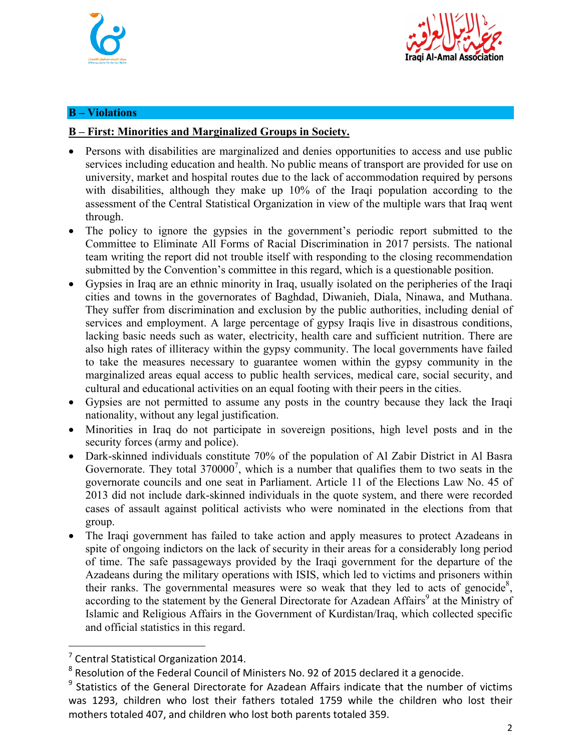## B – Violations

### B – First: Minorities and Marginalized Groups in Society.

- Persons with disabilities are marginalized and denies opportunities to access and use public services including education and health. No public means of transport are provided for use on university, market and hospital routes due to the lack of accommodation required by persons with disabilities, although they make up 10% of the Iraqi population according to the assessment of the Central Statistical Organization in view of the multiple wars that Iraq went through.
- The policy to ignore the gypsies in the government's periodic report submitted to the Committee to Eliminate All Forms of Racial Discrimination in 2017 persists. The national team writing the report did not trouble itself with responding to the closing recommendation submitted by the Convention's committee in this regard, which is a questionable position.
- Gypsies in Iraq are an ethnic minority in Iraq, usually isolated on the peripheries of the Iraqi cities and towns in the governorates of Baghdad, Diwanieh, Diala, Ninawa, and Muthana. They suffer from discrimination and exclusion by the public authorities, including denial of services and employment. A large percentage of gypsy Iraqis live in disastrous conditions, lacking basic needs such as water, electricity, health care and sufficient nutrition. There are also high rates of illiteracy within the gypsy community. The local governments have failed to take the measures necessary to guarantee women within the gypsy community in the marginalized areas equal access to public health services, medical care, social security, and cultural and educational activities on an equal footing with their peers in the cities.
- Gypsies are not permitted to assume any posts in the country because they lack the Iraqi nationality, without any legal justification.
- Minorities in Iraq do not participate in sovereign positions, high level posts and in the security forces (army and police).
- Dark-skinned individuals constitute 70% of the population of Al Zabir District in Al Basra Governorate. They total 370000[7], which is a number that qualifies them to two seats in the governorate councils and one seat in Parliament. Article 11 of the Elections Law No. 45 of 2013 did not include dark-skinned individuals in the quote system, and there were recorded cases of assault against political activists who were nominated in the elections from that group.
- The Iraqi government has failed to take action and apply measures to protect Azadeans in spite of ongoing indictors on the lack of security in their areas for a considerably long period of time. The safe passageways provided by the Iraqi government for the departure of the Azadeans during the military operations with ISIS, which led to victims and prisoners within their ranks. The governmental measures were so weak that they led to acts of genocide[8], according to the statement by the General Directorate for Azadean Affairs[9] at the Ministry of Islamic and Religious Affairs in the Government of Kurdistan/Iraq, which collected specific and official statistics in this regard.

---

[7] Central Statistical Organization 2014.

[8] Resolution of the Federal Council of Ministers No. 92 of 2015 declared it a genocide.

[9] Statistics of the General Directorate for Azadean Affairs indicate that the number of victims was 1293, children who lost their fathers totaled 1759 while the children who lost their mothers totaled 407, and children who lost both parents totaled 359.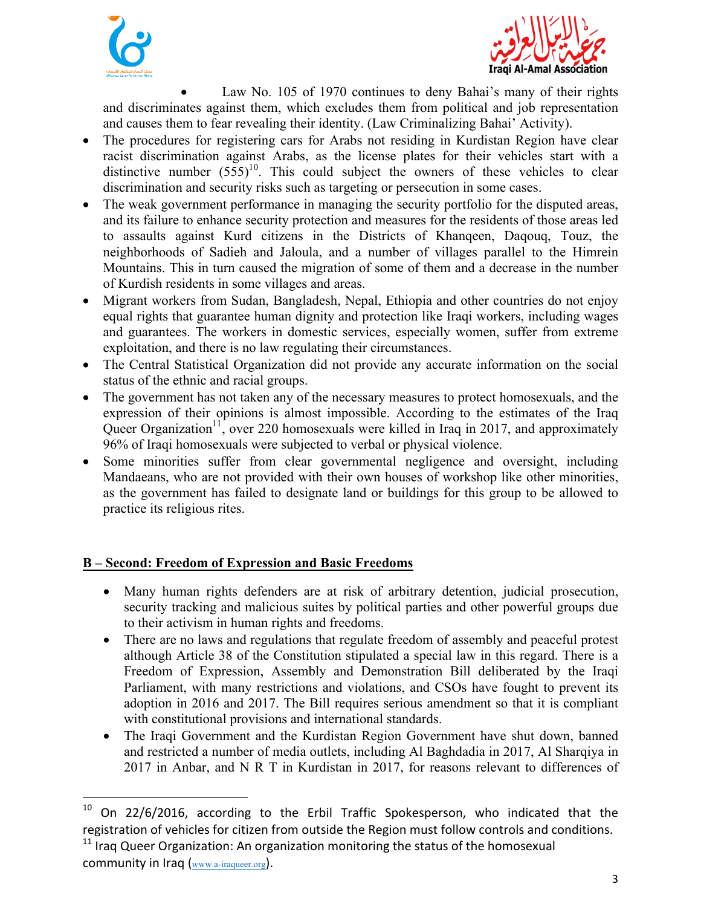- Law No. 105 of 1970 continues to deny Bahai's many of their rights and discriminates against them, which excludes them from political and job representation and causes them to fear revealing their identity. (Law Criminalizing Bahai' Activity).
- The procedures for registering cars for Arabs not residing in Kurdistan Region have clear racist discrimination against Arabs, as the license plates for their vehicles start with a distinctive number (555)[10]. This could subject the owners of these vehicles to clear discrimination and security risks such as targeting or persecution in some cases.
- The weak government performance in managing the security portfolio for the disputed areas, and its failure to enhance security protection and measures for the residents of those areas led to assaults against Kurd citizens in the Districts of Khanqeen, Daqouq, Touz, the neighborhoods of Sadieh and Jaloula, and a number of villages parallel to the Himrein Mountains. This in turn caused the migration of some of them and a decrease in the number of Kurdish residents in some villages and areas.
- Migrant workers from Sudan, Bangladesh, Nepal, Ethiopia and other countries do not enjoy equal rights that guarantee human dignity and protection like Iraqi workers, including wages and guarantees. The workers in domestic services, especially women, suffer from extreme exploitation, and there is no law regulating their circumstances.
- The Central Statistical Organization did not provide any accurate information on the social status of the ethnic and racial groups.
- The government has not taken any of the necessary measures to protect homosexuals, and the expression of their opinions is almost impossible. According to the estimates of the Iraq Queer Organization[11], over 220 homosexuals were killed in Iraq in 2017, and approximately 96% of Iraqi homosexuals were subjected to verbal or physical violence.
- Some minorities suffer from clear governmental negligence and oversight, including Mandaeans, who are not provided with their own houses of workshop like other minorities, as the government has failed to designate land or buildings for this group to be allowed to practice its religious rites.

**B – Second: Freedom of Expression and Basic Freedoms**

- Many human rights defenders are at risk of arbitrary detention, judicial prosecution, security tracking and malicious suites by political parties and other powerful groups due to their activism in human rights and freedoms.
- There are no laws and regulations that regulate freedom of assembly and peaceful protest although Article 38 of the Constitution stipulated a special law in this regard. There is a Freedom of Expression, Assembly and Demonstration Bill deliberated by the Iraqi Parliament, with many restrictions and violations, and CSOs have fought to prevent its adoption in 2016 and 2017. The Bill requires serious amendment so that it is compliant with constitutional provisions and international standards.
- The Iraqi Government and the Kurdistan Region Government have shut down, banned and restricted a number of media outlets, including Al Baghdadia in 2017, Al Sharqiya in 2017 in Anbar, and N R T in Kurdistan in 2017, for reasons relevant to differences of

---

[10] On 22/6/2016, according to the Erbil Traffic Spokesperson, who indicated that the registration of vehicles for citizen from outside the Region must follow controls and conditions.

[11] Iraq Queer Organization: An organization monitoring the status of the homosexual community in Iraq (www.a-iraqueer.org).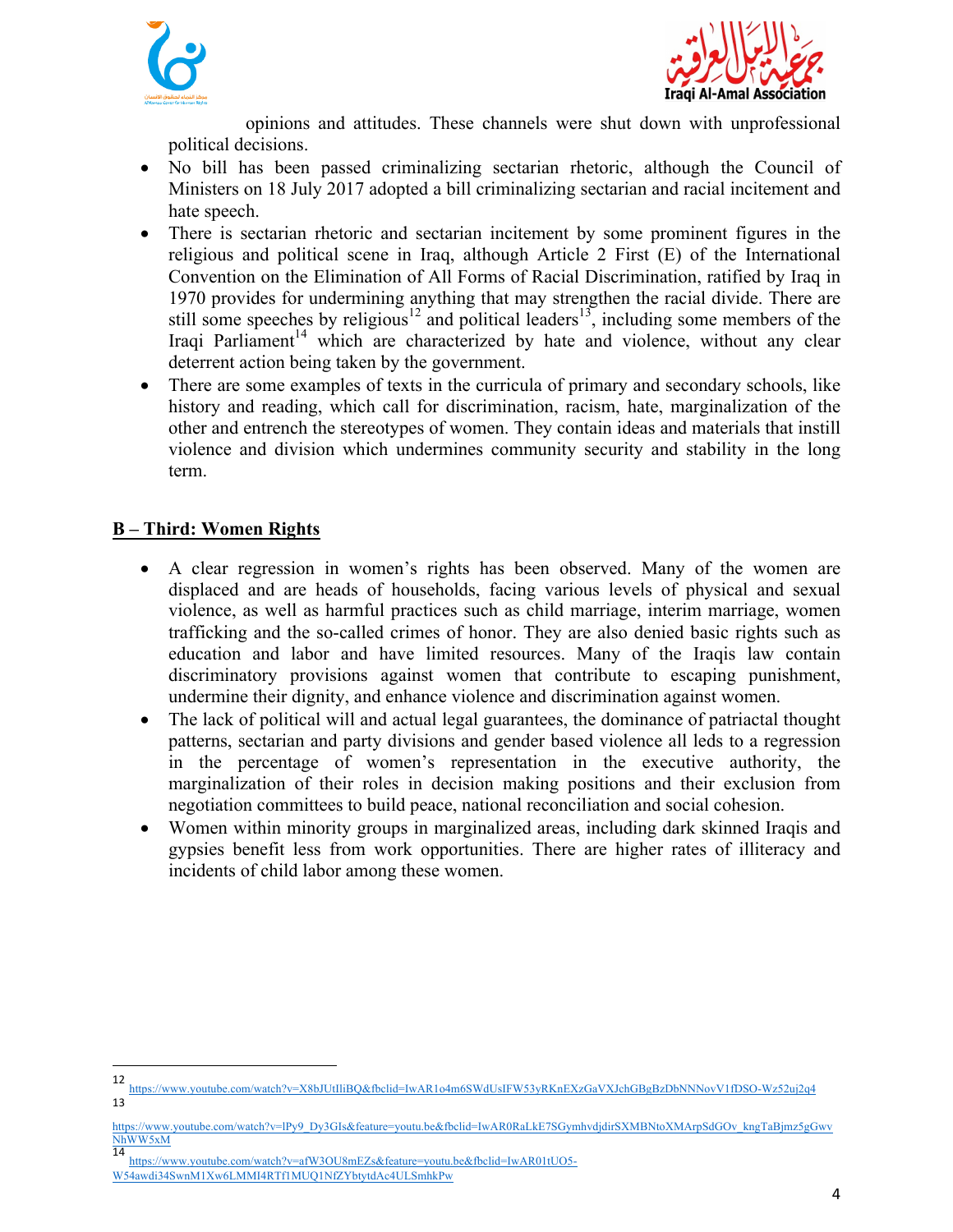opinions and attitudes. These channels were shut down with unprofessional political decisions.

- No bill has been passed criminalizing sectarian rhetoric, although the Council of Ministers on 18 July 2017 adopted a bill criminalizing sectarian and racial incitement and hate speech.
- There is sectarian rhetoric and sectarian incitement by some prominent figures in the religious and political scene in Iraq, although Article 2 First (E) of the International Convention on the Elimination of All Forms of Racial Discrimination, ratified by Iraq in 1970 provides for undermining anything that may strengthen the racial divide. There are still some speeches by religious[12] and political leaders[13], including some members of the Iraqi Parliament[14] which are characterized by hate and violence, without any clear deterrent action being taken by the government.
- There are some examples of texts in the curricula of primary and secondary schools, like history and reading, which call for discrimination, racism, hate, marginalization of the other and entrench the stereotypes of women. They contain ideas and materials that instill violence and division which undermines community security and stability in the long term.

## B – Third: Women Rights

- A clear regression in women's rights has been observed. Many of the women are displaced and are heads of households, facing various levels of physical and sexual violence, as well as harmful practices such as child marriage, interim marriage, women trafficking and the so-called crimes of honor. They are also denied basic rights such as education and labor and have limited resources. Many of the Iraqis law contain discriminatory provisions against women that contribute to escaping punishment, undermine their dignity, and enhance violence and discrimination against women.
- The lack of political will and actual legal guarantees, the dominance of patriactal thought patterns, sectarian and party divisions and gender based violence all leds to a regression in the percentage of women's representation in the executive authority, the marginalization of their roles in decision making positions and their exclusion from negotiation committees to build peace, national reconciliation and social cohesion.
- Women within minority groups in marginalized areas, including dark skinned Iraqis and gypsies benefit less from work opportunities. There are higher rates of illiteracy and incidents of child labor among these women.

---

[12] https://www.youtube.com/watch?v=X8bJUtIliBQ&fbclid=IwAR1o4m6SWdUsIFW53yRKnEXzGaVXJchGBgBzDbNNNovV1fDSO-Wz52uj2q4

[13] https://www.youtube.com/watch?v=lPy9_Dy3GIs&feature=youtu.be&fbclid=IwAR0RaLkE7SGymhvdjdirSXMBNtoXMArpSdGOv_kngTaBjmz5gGwvNhWW5xM

[14] https://www.youtube.com/watch?v=afW3OU8mEZs&feature=youtu.be&fbclid=IwAR01tUO5-W54awdi34SwnM1Xw6LMMI4RTf1MUQ1NfZYbtytdAc4ULSmhkPw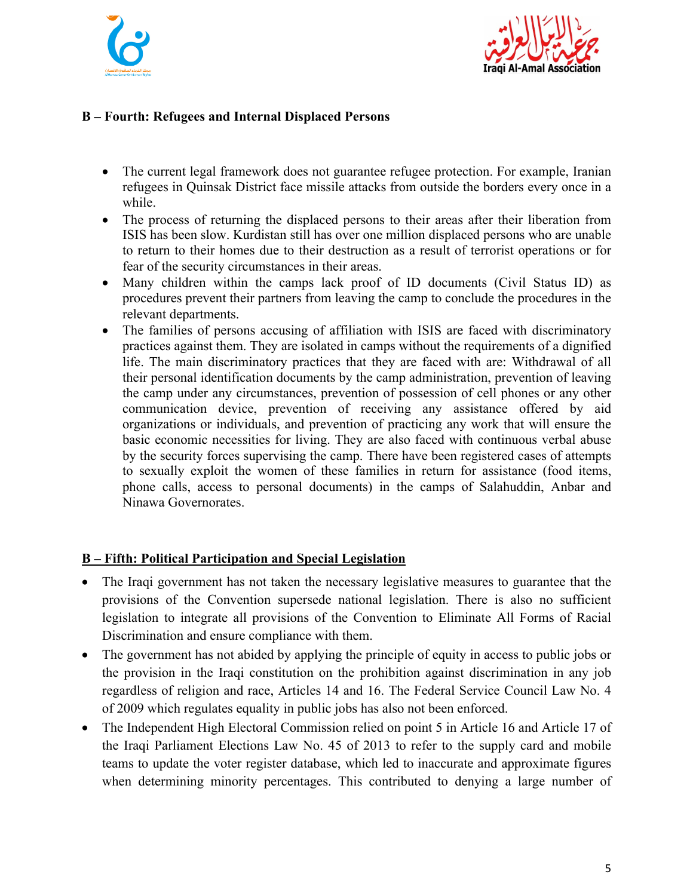**B – Fourth: Refugees and Internal Displaced Persons**

- The current legal framework does not guarantee refugee protection. For example, Iranian refugees in Quinsak District face missile attacks from outside the borders every once in a while.
- The process of returning the displaced persons to their areas after their liberation from ISIS has been slow. Kurdistan still has over one million displaced persons who are unable to return to their homes due to their destruction as a result of terrorist operations or for fear of the security circumstances in their areas.
- Many children within the camps lack proof of ID documents (Civil Status ID) as procedures prevent their partners from leaving the camp to conclude the procedures in the relevant departments.
- The families of persons accusing of affiliation with ISIS are faced with discriminatory practices against them. They are isolated in camps without the requirements of a dignified life. The main discriminatory practices that they are faced with are: Withdrawal of all their personal identification documents by the camp administration, prevention of leaving the camp under any circumstances, prevention of possession of cell phones or any other communication device, prevention of receiving any assistance offered by aid organizations or individuals, and prevention of practicing any work that will ensure the basic economic necessities for living. They are also faced with continuous verbal abuse by the security forces supervising the camp. There have been registered cases of attempts to sexually exploit the women of these families in return for assistance (food items, phone calls, access to personal documents) in the camps of Salahuddin, Anbar and Ninawa Governorates.

**B – Fifth: Political Participation and Special Legislation**

- The Iraqi government has not taken the necessary legislative measures to guarantee that the provisions of the Convention supersede national legislation. There is also no sufficient legislation to integrate all provisions of the Convention to Eliminate All Forms of Racial Discrimination and ensure compliance with them.
- The government has not abided by applying the principle of equity in access to public jobs or the provision in the Iraqi constitution on the prohibition against discrimination in any job regardless of religion and race, Articles 14 and 16. The Federal Service Council Law No. 4 of 2009 which regulates equality in public jobs has also not been enforced.
- The Independent High Electoral Commission relied on point 5 in Article 16 and Article 17 of the Iraqi Parliament Elections Law No. 45 of 2013 to refer to the supply card and mobile teams to update the voter register database, which led to inaccurate and approximate figures when determining minority percentages. This contributed to denying a large number of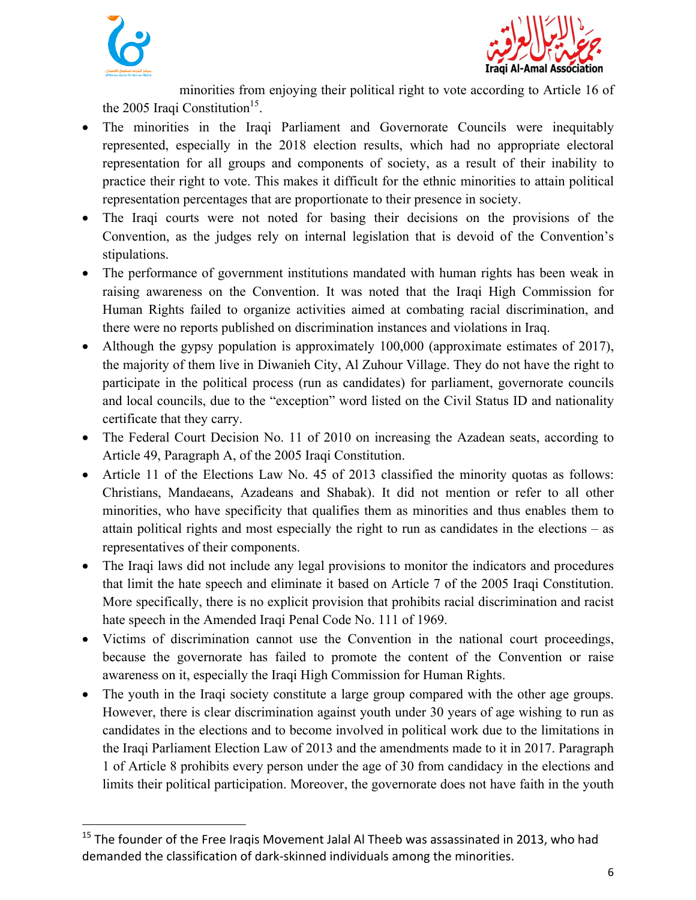minorities from enjoying their political right to vote according to Article 16 of the 2005 Iraqi Constitution[15].

- The minorities in the Iraqi Parliament and Governorate Councils were inequitably represented, especially in the 2018 election results, which had no appropriate electoral representation for all groups and components of society, as a result of their inability to practice their right to vote. This makes it difficult for the ethnic minorities to attain political representation percentages that are proportionate to their presence in society.
- The Iraqi courts were not noted for basing their decisions on the provisions of the Convention, as the judges rely on internal legislation that is devoid of the Convention's stipulations.
- The performance of government institutions mandated with human rights has been weak in raising awareness on the Convention. It was noted that the Iraqi High Commission for Human Rights failed to organize activities aimed at combating racial discrimination, and there were no reports published on discrimination instances and violations in Iraq.
- Although the gypsy population is approximately 100,000 (approximate estimates of 2017), the majority of them live in Diwanieh City, Al Zuhour Village. They do not have the right to participate in the political process (run as candidates) for parliament, governorate councils and local councils, due to the "exception" word listed on the Civil Status ID and nationality certificate that they carry.
- The Federal Court Decision No. 11 of 2010 on increasing the Azadean seats, according to Article 49, Paragraph A, of the 2005 Iraqi Constitution.
- Article 11 of the Elections Law No. 45 of 2013 classified the minority quotas as follows: Christians, Mandaeans, Azadeans and Shabak). It did not mention or refer to all other minorities, who have specificity that qualifies them as minorities and thus enables them to attain political rights and most especially the right to run as candidates in the elections – as representatives of their components.
- The Iraqi laws did not include any legal provisions to monitor the indicators and procedures that limit the hate speech and eliminate it based on Article 7 of the 2005 Iraqi Constitution. More specifically, there is no explicit provision that prohibits racial discrimination and racist hate speech in the Amended Iraqi Penal Code No. 111 of 1969.
- Victims of discrimination cannot use the Convention in the national court proceedings, because the governorate has failed to promote the content of the Convention or raise awareness on it, especially the Iraqi High Commission for Human Rights.
- The youth in the Iraqi society constitute a large group compared with the other age groups. However, there is clear discrimination against youth under 30 years of age wishing to run as candidates in the elections and to become involved in political work due to the limitations in the Iraqi Parliament Election Law of 2013 and the amendments made to it in 2017. Paragraph 1 of Article 8 prohibits every person under the age of 30 from candidacy in the elections and limits their political participation. Moreover, the governorate does not have faith in the youth

[15] The founder of the Free Iraqis Movement Jalal Al Theeb was assassinated in 2013, who had demanded the classification of dark-skinned individuals among the minorities.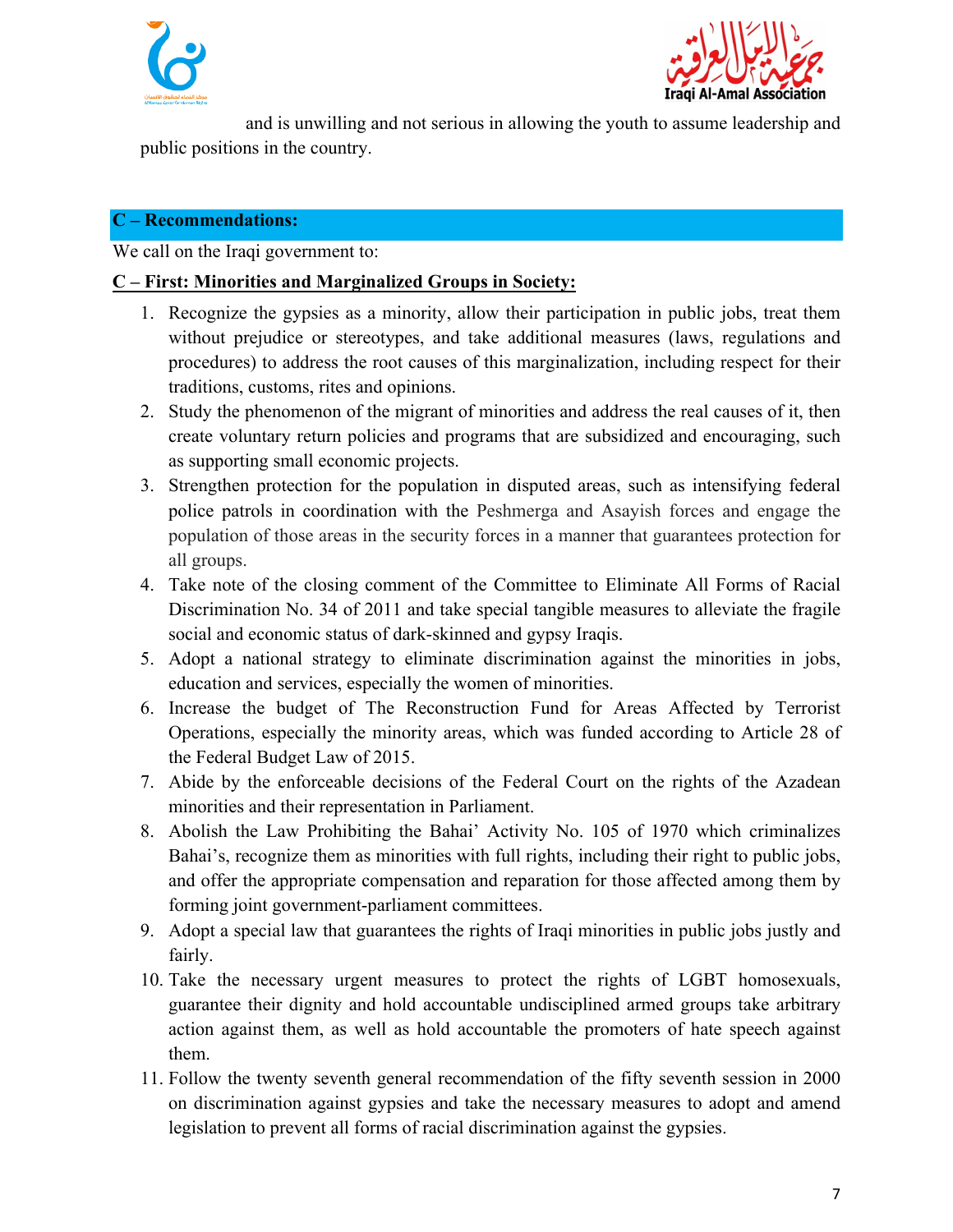and is unwilling and not serious in allowing the youth to assume leadership and public positions in the country.

## C – Recommendations:

We call on the Iraqi government to:

### C – First: Minorities and Marginalized Groups in Society:

1. Recognize the gypsies as a minority, allow their participation in public jobs, treat them without prejudice or stereotypes, and take additional measures (laws, regulations and procedures) to address the root causes of this marginalization, including respect for their traditions, customs, rites and opinions.
2. Study the phenomenon of the migrant of minorities and address the real causes of it, then create voluntary return policies and programs that are subsidized and encouraging, such as supporting small economic projects.
3. Strengthen protection for the population in disputed areas, such as intensifying federal police patrols in coordination with the Peshmerga and Asayish forces and engage the population of those areas in the security forces in a manner that guarantees protection for all groups.
4. Take note of the closing comment of the Committee to Eliminate All Forms of Racial Discrimination No. 34 of 2011 and take special tangible measures to alleviate the fragile social and economic status of dark-skinned and gypsy Iraqis.
5. Adopt a national strategy to eliminate discrimination against the minorities in jobs, education and services, especially the women of minorities.
6. Increase the budget of The Reconstruction Fund for Areas Affected by Terrorist Operations, especially the minority areas, which was funded according to Article 28 of the Federal Budget Law of 2015.
7. Abide by the enforceable decisions of the Federal Court on the rights of the Azadean minorities and their representation in Parliament.
8. Abolish the Law Prohibiting the Bahai' Activity No. 105 of 1970 which criminalizes Bahai's, recognize them as minorities with full rights, including their right to public jobs, and offer the appropriate compensation and reparation for those affected among them by forming joint government-parliament committees.
9. Adopt a special law that guarantees the rights of Iraqi minorities in public jobs justly and fairly.
10. Take the necessary urgent measures to protect the rights of LGBT homosexuals, guarantee their dignity and hold accountable undisciplined armed groups take arbitrary action against them, as well as hold accountable the promoters of hate speech against them.
11. Follow the twenty seventh general recommendation of the fifty seventh session in 2000 on discrimination against gypsies and take the necessary measures to adopt and amend legislation to prevent all forms of racial discrimination against the gypsies.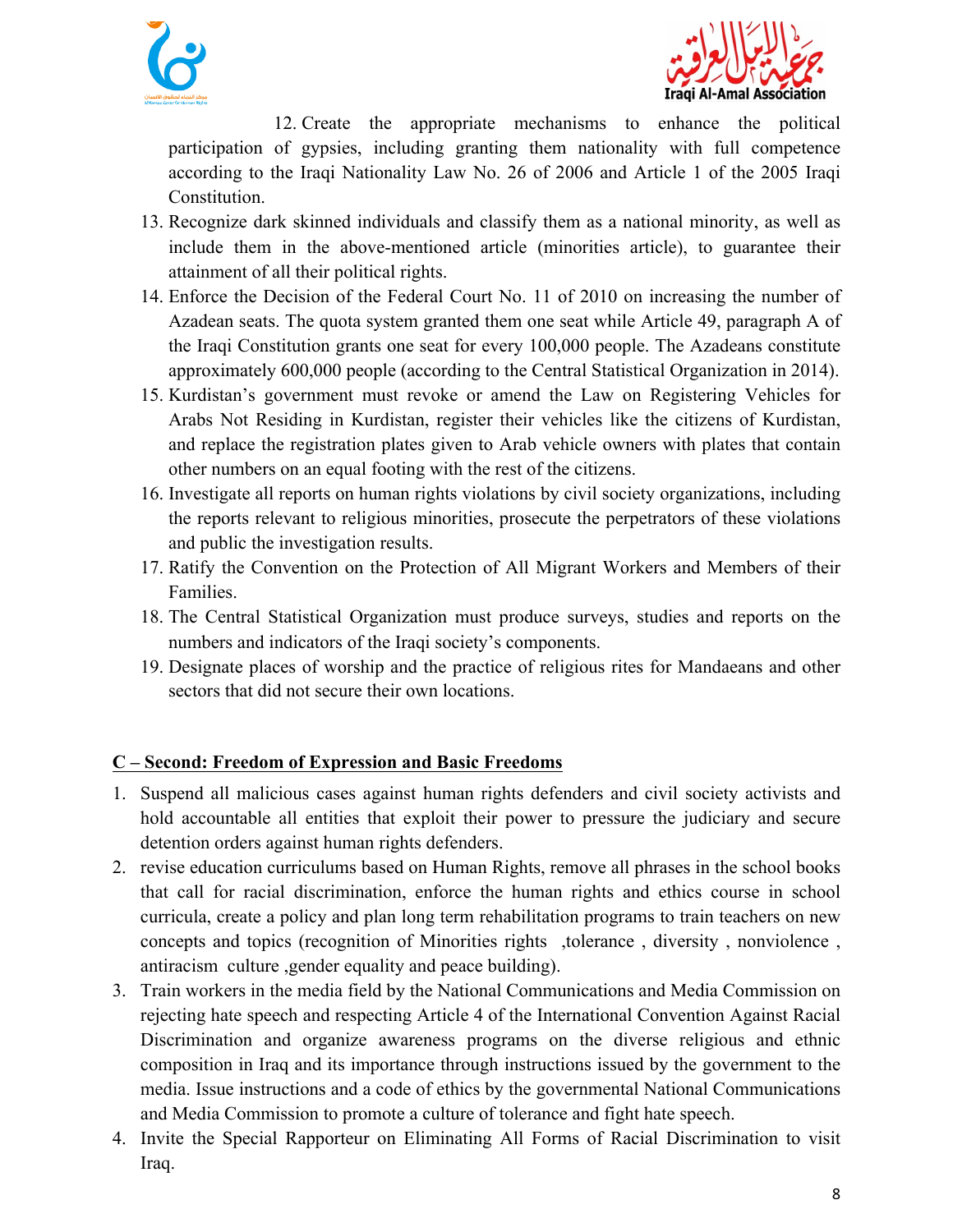12. Create the appropriate mechanisms to enhance the political participation of gypsies, including granting them nationality with full competence according to the Iraqi Nationality Law No. 26 of 2006 and Article 1 of the 2005 Iraqi Constitution.
13. Recognize dark skinned individuals and classify them as a national minority, as well as include them in the above-mentioned article (minorities article), to guarantee their attainment of all their political rights.
14. Enforce the Decision of the Federal Court No. 11 of 2010 on increasing the number of Azadean seats. The quota system granted them one seat while Article 49, paragraph A of the Iraqi Constitution grants one seat for every 100,000 people. The Azadeans constitute approximately 600,000 people (according to the Central Statistical Organization in 2014).
15. Kurdistan's government must revoke or amend the Law on Registering Vehicles for Arabs Not Residing in Kurdistan, register their vehicles like the citizens of Kurdistan, and replace the registration plates given to Arab vehicle owners with plates that contain other numbers on an equal footing with the rest of the citizens.
16. Investigate all reports on human rights violations by civil society organizations, including the reports relevant to religious minorities, prosecute the perpetrators of these violations and public the investigation results.
17. Ratify the Convention on the Protection of All Migrant Workers and Members of their Families.
18. The Central Statistical Organization must produce surveys, studies and reports on the numbers and indicators of the Iraqi society's components.
19. Designate places of worship and the practice of religious rites for Mandaeans and other sectors that did not secure their own locations.

## C – Second: Freedom of Expression and Basic Freedoms

1. Suspend all malicious cases against human rights defenders and civil society activists and hold accountable all entities that exploit their power to pressure the judiciary and secure detention orders against human rights defenders.
2. revise education curriculums based on Human Rights, remove all phrases in the school books that call for racial discrimination, enforce the human rights and ethics course in school curricula, create a policy and plan long term rehabilitation programs to train teachers on new concepts and topics (recognition of Minorities rights ,tolerance , diversity , nonviolence , antiracism culture ,gender equality and peace building).
3. Train workers in the media field by the National Communications and Media Commission on rejecting hate speech and respecting Article 4 of the International Convention Against Racial Discrimination and organize awareness programs on the diverse religious and ethnic composition in Iraq and its importance through instructions issued by the government to the media. Issue instructions and a code of ethics by the governmental National Communications and Media Commission to promote a culture of tolerance and fight hate speech.
4. Invite the Special Rapporteur on Eliminating All Forms of Racial Discrimination to visit Iraq.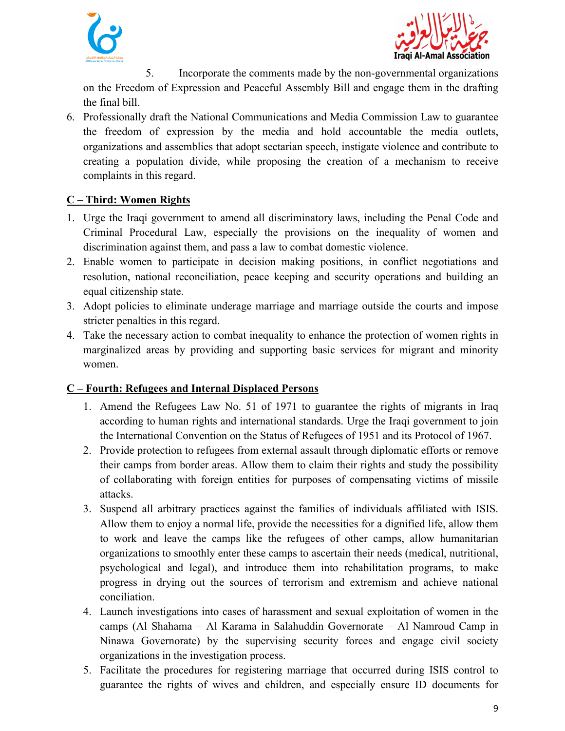5. Incorporate the comments made by the non-governmental organizations on the Freedom of Expression and Peaceful Assembly Bill and engage them in the drafting the final bill.
6. Professionally draft the National Communications and Media Commission Law to guarantee the freedom of expression by the media and hold accountable the media outlets, organizations and assemblies that adopt sectarian speech, instigate violence and contribute to creating a population divide, while proposing the creation of a mechanism to receive complaints in this regard.

**<u>C – Third: Women Rights</u>**

1. Urge the Iraqi government to amend all discriminatory laws, including the Penal Code and Criminal Procedural Law, especially the provisions on the inequality of women and discrimination against them, and pass a law to combat domestic violence.
2. Enable women to participate in decision making positions, in conflict negotiations and resolution, national reconciliation, peace keeping and security operations and building an equal citizenship state.
3. Adopt policies to eliminate underage marriage and marriage outside the courts and impose stricter penalties in this regard.
4. Take the necessary action to combat inequality to enhance the protection of women rights in marginalized areas by providing and supporting basic services for migrant and minority women.

**<u>C – Fourth: Refugees and Internal Displaced Persons</u>**

1. Amend the Refugees Law No. 51 of 1971 to guarantee the rights of migrants in Iraq according to human rights and international standards. Urge the Iraqi government to join the International Convention on the Status of Refugees of 1951 and its Protocol of 1967.
2. Provide protection to refugees from external assault through diplomatic efforts or remove their camps from border areas. Allow them to claim their rights and study the possibility of collaborating with foreign entities for purposes of compensating victims of missile attacks.
3. Suspend all arbitrary practices against the families of individuals affiliated with ISIS. Allow them to enjoy a normal life, provide the necessities for a dignified life, allow them to work and leave the camps like the refugees of other camps, allow humanitarian organizations to smoothly enter these camps to ascertain their needs (medical, nutritional, psychological and legal), and introduce them into rehabilitation programs, to make progress in drying out the sources of terrorism and extremism and achieve national conciliation.
4. Launch investigations into cases of harassment and sexual exploitation of women in the camps (Al Shahama – Al Karama in Salahuddin Governorate – Al Namroud Camp in Ninawa Governorate) by the supervising security forces and engage civil society organizations in the investigation process.
5. Facilitate the procedures for registering marriage that occurred during ISIS control to guarantee the rights of wives and children, and especially ensure ID documents for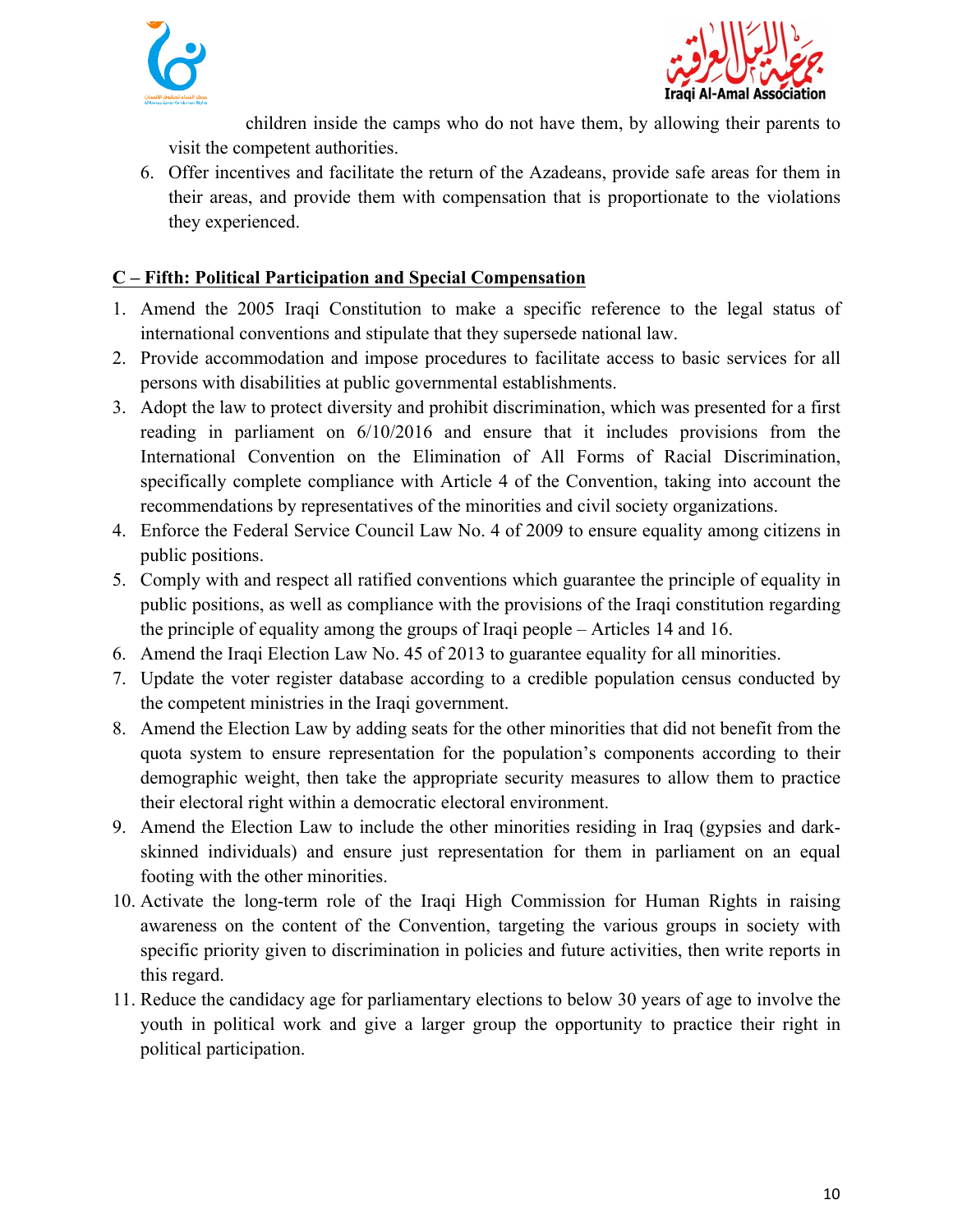children inside the camps who do not have them, by allowing their parents to visit the competent authorities.

6. Offer incentives and facilitate the return of the Azadeans, provide safe areas for them in their areas, and provide them with compensation that is proportionate to the violations they experienced.

**C – Fifth: Political Participation and Special Compensation**

1. Amend the 2005 Iraqi Constitution to make a specific reference to the legal status of international conventions and stipulate that they supersede national law.
2. Provide accommodation and impose procedures to facilitate access to basic services for all persons with disabilities at public governmental establishments.
3. Adopt the law to protect diversity and prohibit discrimination, which was presented for a first reading in parliament on 6/10/2016 and ensure that it includes provisions from the International Convention on the Elimination of All Forms of Racial Discrimination, specifically complete compliance with Article 4 of the Convention, taking into account the recommendations by representatives of the minorities and civil society organizations.
4. Enforce the Federal Service Council Law No. 4 of 2009 to ensure equality among citizens in public positions.
5. Comply with and respect all ratified conventions which guarantee the principle of equality in public positions, as well as compliance with the provisions of the Iraqi constitution regarding the principle of equality among the groups of Iraqi people – Articles 14 and 16.
6. Amend the Iraqi Election Law No. 45 of 2013 to guarantee equality for all minorities.
7. Update the voter register database according to a credible population census conducted by the competent ministries in the Iraqi government.
8. Amend the Election Law by adding seats for the other minorities that did not benefit from the quota system to ensure representation for the population's components according to their demographic weight, then take the appropriate security measures to allow them to practice their electoral right within a democratic electoral environment.
9. Amend the Election Law to include the other minorities residing in Iraq (gypsies and dark-skinned individuals) and ensure just representation for them in parliament on an equal footing with the other minorities.
10. Activate the long-term role of the Iraqi High Commission for Human Rights in raising awareness on the content of the Convention, targeting the various groups in society with specific priority given to discrimination in policies and future activities, then write reports in this regard.
11. Reduce the candidacy age for parliamentary elections to below 30 years of age to involve the youth in political work and give a larger group the opportunity to practice their right in political participation.